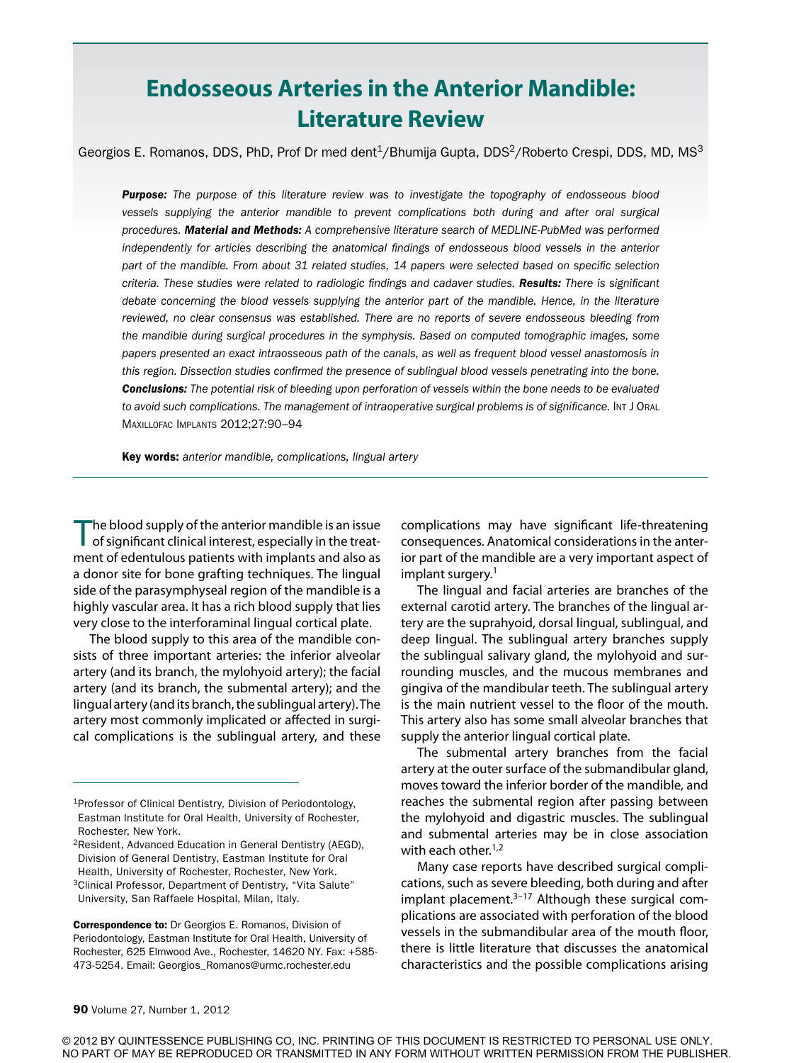# Endosseous Arteries in the Anterior Mandible: Literature Review

Georgios E. Romanos, DDS, PhD, Prof Dr med dent[1]/Bhumija Gupta, DDS[2]/Roberto Crespi, DDS, MD, MS[3]

***Purpose:*** *The purpose of this literature review was to investigate the topography of endosseous blood vessels supplying the anterior mandible to prevent complications both during and after oral surgical procedures.* ***Material and Methods:*** *A comprehensive literature search of MEDLINE-PubMed was performed independently for articles describing the anatomical findings of endosseous blood vessels in the anterior part of the mandible. From about 31 related studies, 14 papers were selected based on specific selection criteria. These studies were related to radiologic findings and cadaver studies.* ***Results:*** *There is significant debate concerning the blood vessels supplying the anterior part of the mandible. Hence, in the literature reviewed, no clear consensus was established. There are no reports of severe endosseous bleeding from the mandible during surgical procedures in the symphysis. Based on computed tomographic images, some papers presented an exact intraosseous path of the canals, as well as frequent blood vessel anastomosis in this region. Dissection studies confirmed the presence of sublingual blood vessels penetrating into the bone.* ***Conclusions:*** *The potential risk of bleeding upon perforation of vessels within the bone needs to be evaluated to avoid such complications. The management of intraoperative surgical problems is of significance.* Int J Oral Maxillofac Implants 2012;27:90–94

**Key words:** *anterior mandible, complications, lingual artery*

The blood supply of the anterior mandible is an issue of significant clinical interest, especially in the treatment of edentulous patients with implants and also as a donor site for bone grafting techniques. The lingual side of the parasymphyseal region of the mandible is a highly vascular area. It has a rich blood supply that lies very close to the interforaminal lingual cortical plate.

The blood supply to this area of the mandible consists of three important arteries: the inferior alveolar artery (and its branch, the mylohyoid artery); the facial artery (and its branch, the submental artery); and the lingual artery (and its branch, the sublingual artery). The artery most commonly implicated or affected in surgical complications is the sublingual artery, and these complications may have significant life-threatening consequences. Anatomical considerations in the anterior part of the mandible are a very important aspect of implant surgery.[1]

The lingual and facial arteries are branches of the external carotid artery. The branches of the lingual artery are the suprahyoid, dorsal lingual, sublingual, and deep lingual. The sublingual artery branches supply the sublingual salivary gland, the mylohyoid and surrounding muscles, and the mucous membranes and gingiva of the mandibular teeth. The sublingual artery is the main nutrient vessel to the floor of the mouth. This artery also has some small alveolar branches that supply the anterior lingual cortical plate.

The submental artery branches from the facial artery at the outer surface of the submandibular gland, moves toward the inferior border of the mandible, and reaches the submental region after passing between the mylohyoid and digastric muscles. The sublingual and submental arteries may be in close association with each other.[1,2]

Many case reports have described surgical complications, such as severe bleeding, both during and after implant placement.[3–17] Although these surgical complications are associated with perforation of the blood vessels in the submandibular area of the mouth floor, there is little literature that discusses the anatomical characteristics and the possible complications arising

[1]Professor of Clinical Dentistry, Division of Periodontology, Eastman Institute for Oral Health, University of Rochester, Rochester, New York.

[2]Resident, Advanced Education in General Dentistry (AEGD), Division of General Dentistry, Eastman Institute for Oral Health, University of Rochester, Rochester, New York.

[3]Clinical Professor, Department of Dentistry, "Vita Salute" University, San Raffaele Hospital, Milan, Italy.

**Correspondence to:** Dr Georgios E. Romanos, Division of Periodontology, Eastman Institute for Oral Health, University of Rochester, 625 Elmwood Ave., Rochester, 14620 NY. Fax: +585-473-5254. Email: Georgios_Romanos@urmc.rochester.edu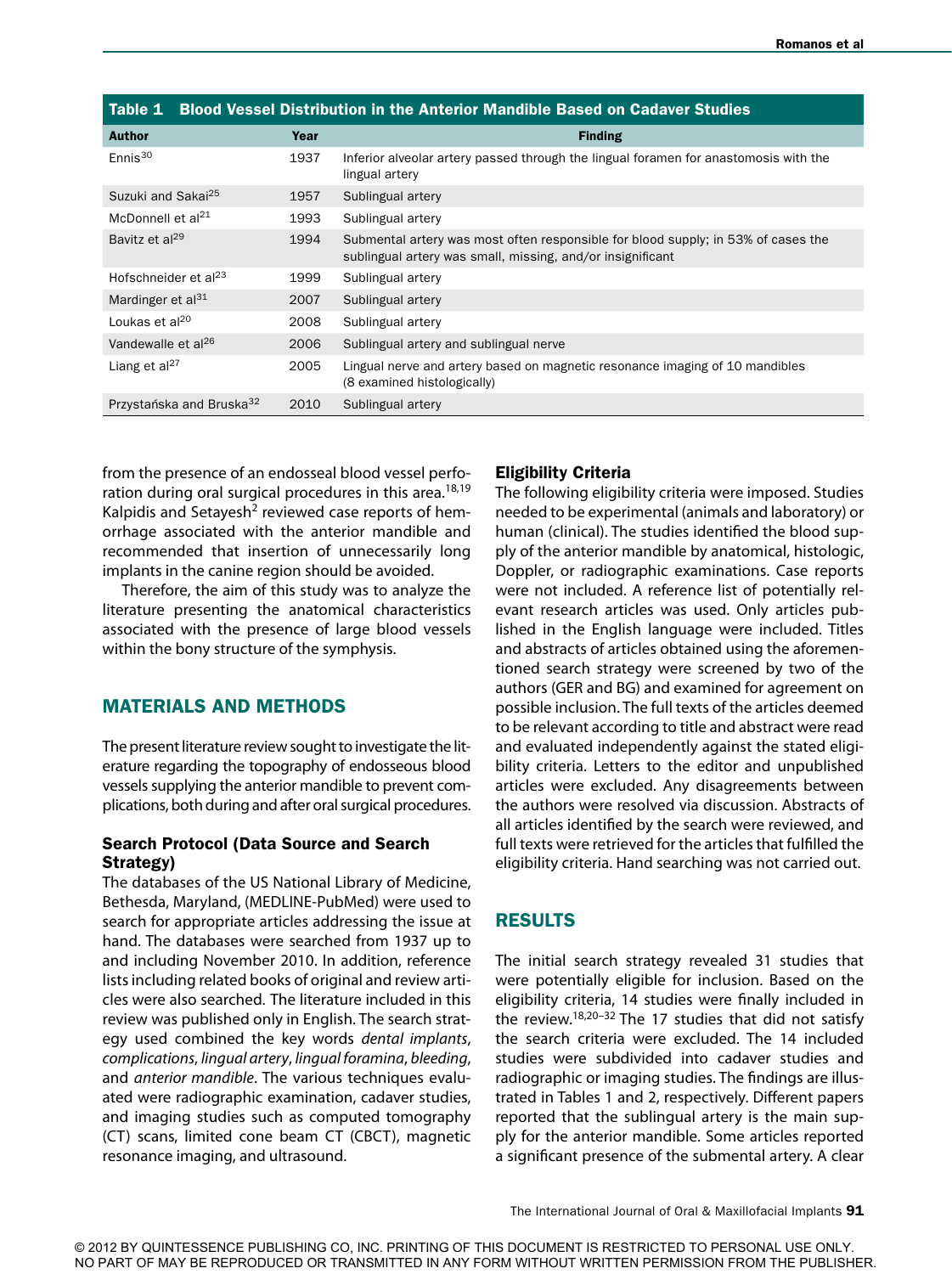**Table 1 Blood Vessel Distribution in the Anterior Mandible Based on Cadaver Studies**

| Author | Year | Finding |
|---|---|---|
| Ennis[30] | 1937 | Inferior alveolar artery passed through the lingual foramen for anastomosis with the lingual artery |
| Suzuki and Sakai[25] | 1957 | Sublingual artery |
| McDonnell et al[21] | 1993 | Sublingual artery |
| Bavitz et al[29] | 1994 | Submental artery was most often responsible for blood supply; in 53% of cases the sublingual artery was small, missing, and/or insignificant |
| Hofschneider et al[23] | 1999 | Sublingual artery |
| Mardinger et al[31] | 2007 | Sublingual artery |
| Loukas et al[20] | 2008 | Sublingual artery |
| Vandewalle et al[26] | 2006 | Sublingual artery and sublingual nerve |
| Liang et al[27] | 2005 | Lingual nerve and artery based on magnetic resonance imaging of 10 mandibles (8 examined histologically) |
| Przystańska and Bruska[32] | 2010 | Sublingual artery |

from the presence of an endosseal blood vessel perforation during oral surgical procedures in this area.[18,19] Kalpidis and Setayesh[2] reviewed case reports of hemorrhage associated with the anterior mandible and recommended that insertion of unnecessarily long implants in the canine region should be avoided.

Therefore, the aim of this study was to analyze the literature presenting the anatomical characteristics associated with the presence of large blood vessels within the bony structure of the symphysis.

## MATERIALS AND METHODS

The present literature review sought to investigate the literature regarding the topography of endosseous blood vessels supplying the anterior mandible to prevent complications, both during and after oral surgical procedures.

### Search Protocol (Data Source and Search Strategy)

The databases of the US National Library of Medicine, Bethesda, Maryland, (MEDLINE-PubMed) were used to search for appropriate articles addressing the issue at hand. The databases were searched from 1937 up to and including November 2010. In addition, reference lists including related books of original and review articles were also searched. The literature included in this review was published only in English. The search strategy used combined the key words *dental implants*, *complications*, *lingual artery*, *lingual foramina*, *bleeding*, and *anterior mandible*. The various techniques evaluated were radiographic examination, cadaver studies, and imaging studies such as computed tomography (CT) scans, limited cone beam CT (CBCT), magnetic resonance imaging, and ultrasound.

### Eligibility Criteria

The following eligibility criteria were imposed. Studies needed to be experimental (animals and laboratory) or human (clinical). The studies identified the blood supply of the anterior mandible by anatomical, histologic, Doppler, or radiographic examinations. Case reports were not included. A reference list of potentially relevant research articles was used. Only articles published in the English language were included. Titles and abstracts of articles obtained using the aforementioned search strategy were screened by two of the authors (GER and BG) and examined for agreement on possible inclusion. The full texts of the articles deemed to be relevant according to title and abstract were read and evaluated independently against the stated eligibility criteria. Letters to the editor and unpublished articles were excluded. Any disagreements between the authors were resolved via discussion. Abstracts of all articles identified by the search were reviewed, and full texts were retrieved for the articles that fulfilled the eligibility criteria. Hand searching was not carried out.

## RESULTS

The initial search strategy revealed 31 studies that were potentially eligible for inclusion. Based on the eligibility criteria, 14 studies were finally included in the review.[18,20–32] The 17 studies that did not satisfy the search criteria were excluded. The 14 included studies were subdivided into cadaver studies and radiographic or imaging studies. The findings are illustrated in Tables 1 and 2, respectively. Different papers reported that the sublingual artery is the main supply for the anterior mandible. Some articles reported a significant presence of the submental artery. A clear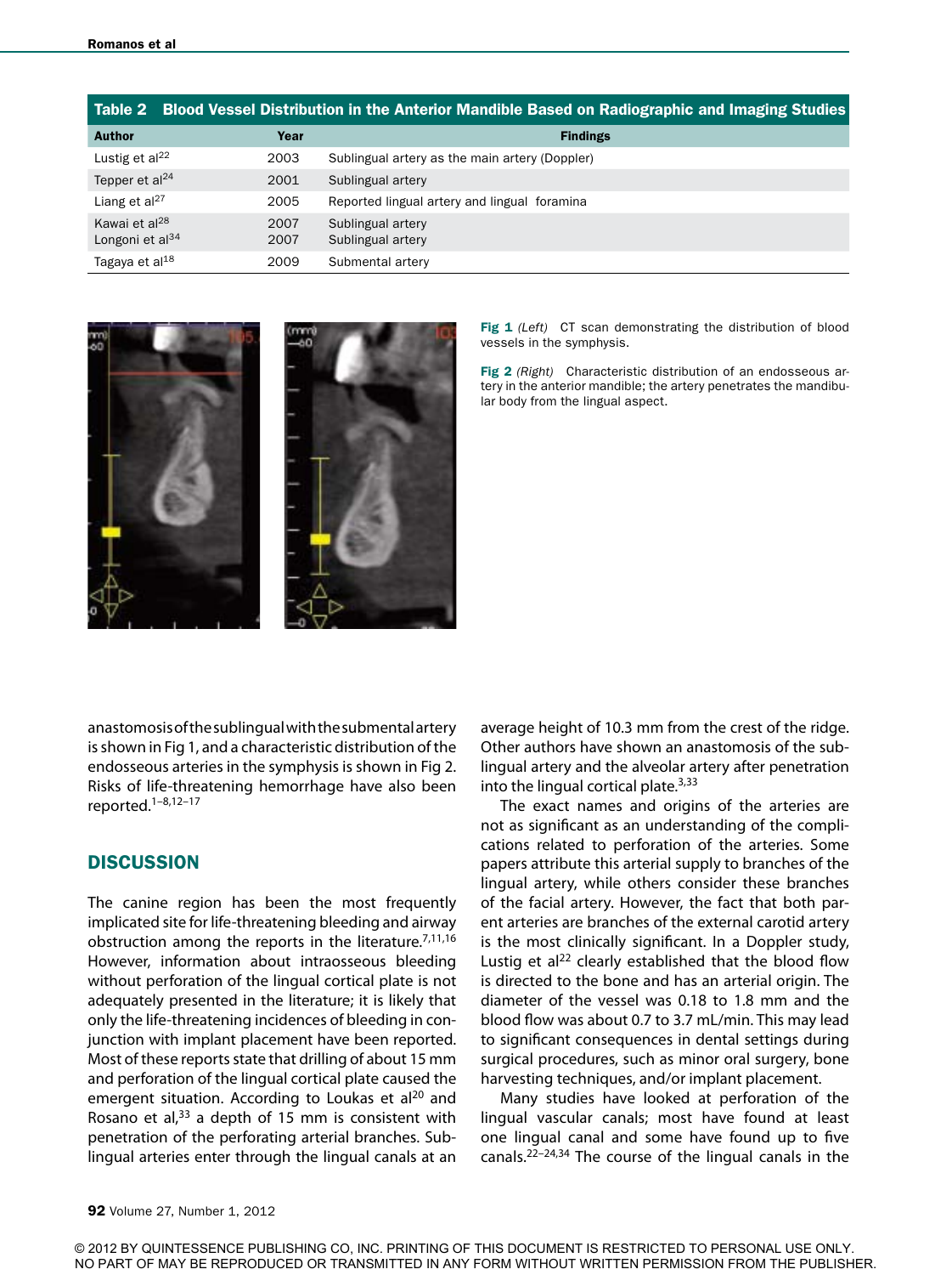**Table 2 Blood Vessel Distribution in the Anterior Mandible Based on Radiographic and Imaging Studies**

| Author | Year | Findings |
|---|---|---|
| Lustig et al[22] | 2003 | Sublingual artery as the main artery (Doppler) |
| Tepper et al[24] | 2001 | Sublingual artery |
| Liang et al[27] | 2005 | Reported lingual artery and lingual foramina |
| Kawai et al[28] | 2007 | Sublingual artery |
| Longoni et al[34] | 2007 | Sublingual artery |
| Tagaya et al[18] | 2009 | Submental artery |

**Fig 1** *(Left)* CT scan demonstrating the distribution of blood vessels in the symphysis.

**Fig 2** *(Right)* Characteristic distribution of an endosseous artery in the anterior mandible; the artery penetrates the mandibular body from the lingual aspect.

anastomosis of the sublingual with the submental artery is shown in Fig 1, and a characteristic distribution of the endosseous arteries in the symphysis is shown in Fig 2. Risks of life-threatening hemorrhage have also been reported.[1–8,12–17]

## DISCUSSION

The canine region has been the most frequently implicated site for life-threatening bleeding and airway obstruction among the reports in the literature.[7,11,16] However, information about intraosseous bleeding without perforation of the lingual cortical plate is not adequately presented in the literature; it is likely that only the life-threatening incidences of bleeding in conjunction with implant placement have been reported. Most of these reports state that drilling of about 15 mm and perforation of the lingual cortical plate caused the emergent situation. According to Loukas et al[20] and Rosano et al,[33] a depth of 15 mm is consistent with penetration of the perforating arterial branches. Sublingual arteries enter through the lingual canals at an average height of 10.3 mm from the crest of the ridge. Other authors have shown an anastomosis of the sublingual artery and the alveolar artery after penetration into the lingual cortical plate.[3,33]

The exact names and origins of the arteries are not as significant as an understanding of the complications related to perforation of the arteries. Some papers attribute this arterial supply to branches of the lingual artery, while others consider these branches of the facial artery. However, the fact that both parent arteries are branches of the external carotid artery is the most clinically significant. In a Doppler study, Lustig et al[22] clearly established that the blood flow is directed to the bone and has an arterial origin. The diameter of the vessel was 0.18 to 1.8 mm and the blood flow was about 0.7 to 3.7 mL/min. This may lead to significant consequences in dental settings during surgical procedures, such as minor oral surgery, bone harvesting techniques, and/or implant placement.

Many studies have looked at perforation of the lingual vascular canals; most have found at least one lingual canal and some have found up to five canals.[22–24,34] The course of the lingual canals in the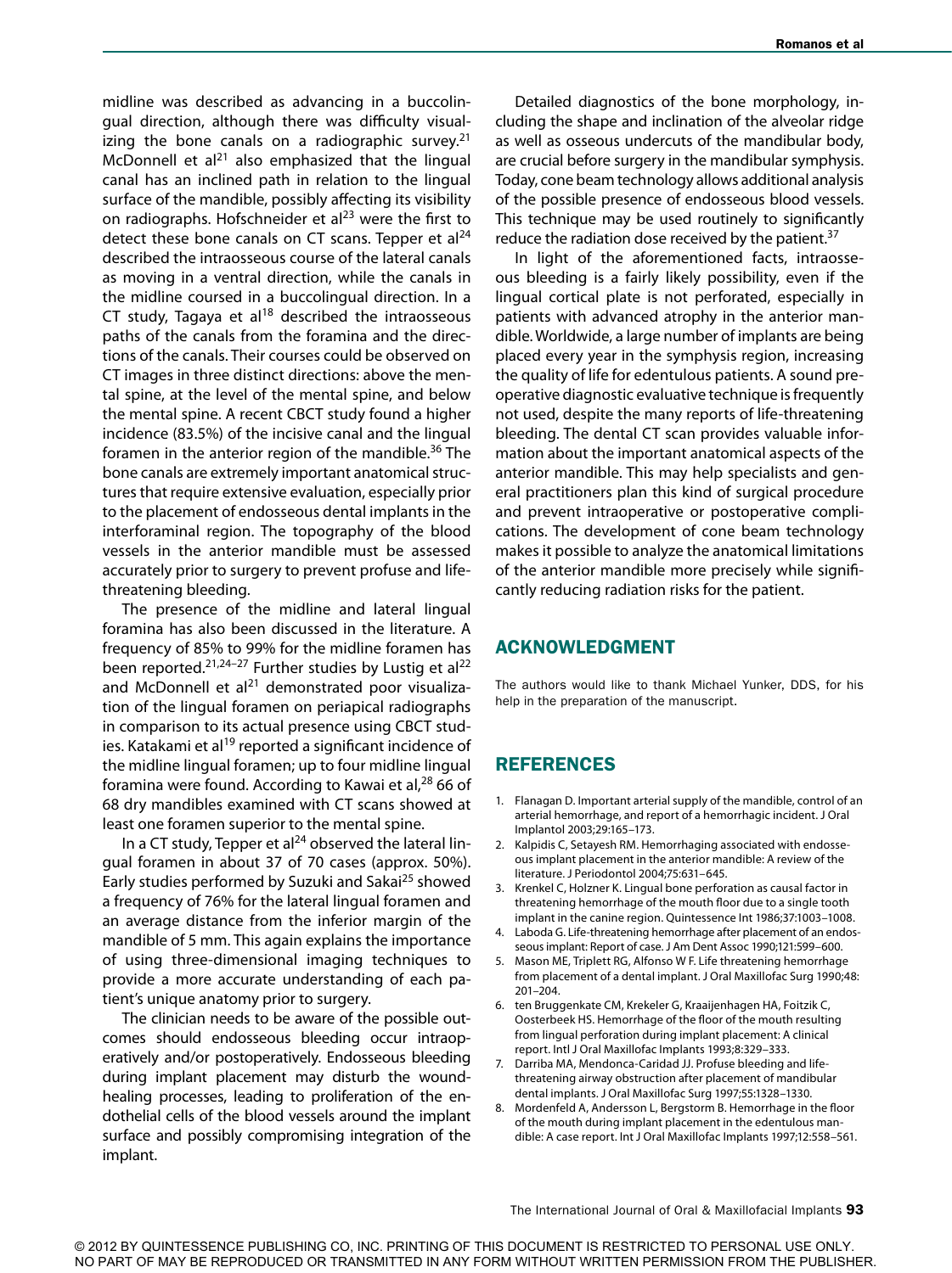midline was described as advancing in a buccolingual direction, although there was difficulty visualizing the bone canals on a radiographic survey.[21] McDonnell et al[21] also emphasized that the lingual canal has an inclined path in relation to the lingual surface of the mandible, possibly affecting its visibility on radiographs. Hofschneider et al[23] were the first to detect these bone canals on CT scans. Tepper et al[24] described the intraosseous course of the lateral canals as moving in a ventral direction, while the canals in the midline coursed in a buccolingual direction. In a CT study, Tagaya et al[18] described the intraosseous paths of the canals from the foramina and the directions of the canals. Their courses could be observed on CT images in three distinct directions: above the mental spine, at the level of the mental spine, and below the mental spine. A recent CBCT study found a higher incidence (83.5%) of the incisive canal and the lingual foramen in the anterior region of the mandible.[36] The bone canals are extremely important anatomical structures that require extensive evaluation, especially prior to the placement of endosseous dental implants in the interforaminal region. The topography of the blood vessels in the anterior mandible must be assessed accurately prior to surgery to prevent profuse and life-threatening bleeding.

The presence of the midline and lateral lingual foramina has also been discussed in the literature. A frequency of 85% to 99% for the midline foramen has been reported.[21,24–27] Further studies by Lustig et al[22] and McDonnell et al[21] demonstrated poor visualization of the lingual foramen on periapical radiographs in comparison to its actual presence using CBCT studies. Katakami et al[19] reported a significant incidence of the midline lingual foramen; up to four midline lingual foramina were found. According to Kawai et al,[28] 66 of 68 dry mandibles examined with CT scans showed at least one foramen superior to the mental spine.

In a CT study, Tepper et al[24] observed the lateral lingual foramen in about 37 of 70 cases (approx. 50%). Early studies performed by Suzuki and Sakai[25] showed a frequency of 76% for the lateral lingual foramen and an average distance from the inferior margin of the mandible of 5 mm. This again explains the importance of using three-dimensional imaging techniques to provide a more accurate understanding of each patient's unique anatomy prior to surgery.

The clinician needs to be aware of the possible outcomes should endosseous bleeding occur intraoperatively and/or postoperatively. Endosseous bleeding during implant placement may disturb the wound-healing processes, leading to proliferation of the endothelial cells of the blood vessels around the implant surface and possibly compromising integration of the implant.

Detailed diagnostics of the bone morphology, including the shape and inclination of the alveolar ridge as well as osseous undercuts of the mandibular body, are crucial before surgery in the mandibular symphysis. Today, cone beam technology allows additional analysis of the possible presence of endosseous blood vessels. This technique may be used routinely to significantly reduce the radiation dose received by the patient.[37]

In light of the aforementioned facts, intraosseous bleeding is a fairly likely possibility, even if the lingual cortical plate is not perforated, especially in patients with advanced atrophy in the anterior mandible. Worldwide, a large number of implants are being placed every year in the symphysis region, increasing the quality of life for edentulous patients. A sound preoperative diagnostic evaluative technique is frequently not used, despite the many reports of life-threatening bleeding. The dental CT scan provides valuable information about the important anatomical aspects of the anterior mandible. This may help specialists and general practitioners plan this kind of surgical procedure and prevent intraoperative or postoperative complications. The development of cone beam technology makes it possible to analyze the anatomical limitations of the anterior mandible more precisely while significantly reducing radiation risks for the patient.

## ACKNOWLEDGMENT

The authors would like to thank Michael Yunker, DDS, for his help in the preparation of the manuscript.

## REFERENCES

1. Flanagan D. Important arterial supply of the mandible, control of an arterial hemorrhage, and report of a hemorrhagic incident. J Oral Implantol 2003;29:165–173.
2. Kalpidis C, Setayesh RM. Hemorrhaging associated with endosseous implant placement in the anterior mandible: A review of the literature. J Periodontol 2004;75:631–645.
3. Krenkel C, Holzner K. Lingual bone perforation as causal factor in threatening hemorrhage of the mouth floor due to a single tooth implant in the canine region. Quintessence Int 1986;37:1003–1008.
4. Laboda G. Life-threatening hemorrhage after placement of an endosseous implant: Report of case. J Am Dent Assoc 1990;121:599–600.
5. Mason ME, Triplett RG, Alfonso W F. Life threatening hemorrhage from placement of a dental implant. J Oral Maxillofac Surg 1990;48: 201–204.
6. ten Bruggenkate CM, Krekeler G, Kraaijenhagen HA, Foitzik C, Oosterbeek HS. Hemorrhage of the floor of the mouth resulting from lingual perforation during implant placement: A clinical report. Intl J Oral Maxillofac Implants 1993;8:329–333.
7. Darriba MA, Mendonca-Caridad JJ. Profuse bleeding and life-threatening airway obstruction after placement of mandibular dental implants. J Oral Maxillofac Surg 1997;55:1328–1330.
8. Mordenfeld A, Andersson L, Bergstorm B. Hemorrhage in the floor of the mouth during implant placement in the edentulous mandible: A case report. Int J Oral Maxillofac Implants 1997;12:558–561.

© 2012 BY QUINTESSENCE PUBLISHING CO, INC. PRINTING OF THIS DOCUMENT IS RESTRICTED TO PERSONAL USE ONLY. NO PART OF MAY BE REPRODUCED OR TRANSMITTED IN ANY FORM WITHOUT WRITTEN PERMISSION FROM THE PUBLISHER.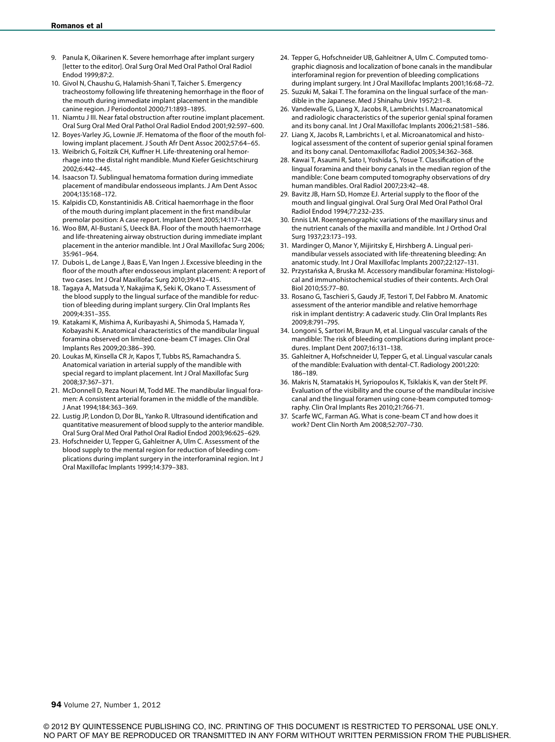9. Panula K, Oikarinen K. Severe hemorrhage after implant surgery [letter to the editor]. Oral Surg Oral Med Oral Pathol Oral Radiol Endod 1999;87:2.
10. Givol N, Chaushu G, Halamish-Shani T, Taicher S. Emergency tracheostomy following life threatening hemorrhage in the floor of the mouth during immediate implant placement in the mandible canine region. J Periodontol 2000;71:1893–1895.
11. Niamtu J III. Near fatal obstruction after routine implant placement. Oral Surg Oral Med Oral Pathol Oral Radiol Endod 2001;92:597–600.
12. Boyes-Varley JG, Lownie JF. Hematoma of the floor of the mouth following implant placement. J South Afr Dent Assoc 2002;57:64–65.
13. Weibrich G, Foitzik CH, Kuffner H. Life-threatening oral hemorrhage into the distal right mandible. Mund Kiefer Gesichtschirurg 2002;6:442–445.
14. Isaacson TJ. Sublingual hematoma formation during immediate placement of mandibular endosseous implants. J Am Dent Assoc 2004;135:168–172.
15. Kalpidis CD, Konstantinidis AB. Critical haemorrhage in the floor of the mouth during implant placement in the first mandibular premolar position: A case report. Implant Dent 2005;14:117–124.
16. Woo BM, Al-Bustani S, Ueeck BA. Floor of the mouth haemorrhage and life-threatening airway obstruction during immediate implant placement in the anterior mandible. Int J Oral Maxillofac Surg 2006; 35:961–964.
17. Dubois L, de Lange J, Baas E, Van Ingen J. Excessive bleeding in the floor of the mouth after endosseous implant placement: A report of two cases. Int J Oral Maxillofac Surg 2010;39:412–415.
18. Tagaya A, Matsuda Y, Nakajima K, Seki K, Okano T. Assessment of the blood supply to the lingual surface of the mandible for reduction of bleeding during implant surgery. Clin Oral Implants Res 2009;4:351–355.
19. Katakami K, Mishima A, Kuribayashi A, Shimoda S, Hamada Y, Kobayashi K. Anatomical characteristics of the mandibular lingual foramina observed on limited cone-beam CT images. Clin Oral Implants Res 2009;20:386–390.
20. Loukas M, Kinsella CR Jr, Kapos T, Tubbs RS, Ramachandra S. Anatomical variation in arterial supply of the mandible with special regard to implant placement. Int J Oral Maxillofac Surg 2008;37:367–371.
21. McDonnell D, Reza Nouri M, Todd ME. The mandibular lingual foramen: A consistent arterial foramen in the middle of the mandible. J Anat 1994;184:363–369.
22. Lustig JP, London D, Dor BL, Yanko R. Ultrasound identification and quantitative measurement of blood supply to the anterior mandible. Oral Surg Oral Med Oral Pathol Oral Radiol Endod 2003;96:625–629.
23. Hofschneider U, Tepper G, Gahleitner A, Ulm C. Assessment of the blood supply to the mental region for reduction of bleeding complications during implant surgery in the interforaminal region. Int J Oral Maxillofac Implants 1999;14:379–383.
24. Tepper G, Hofschneider UB, Gahleitner A, Ulm C. Computed tomographic diagnosis and localization of bone canals in the mandibular interforaminal region for prevention of bleeding complications during implant surgery. Int J Oral Maxillofac Implants 2001;16:68–72.
25. Suzuki M, Sakai T. The foramina on the lingual surface of the mandible in the Japanese. Med J Shinahu Univ 1957;2:1–8.
26. Vandewalle G, Liang X, Jacobs R, Lambrichts I. Macroanatomical and radiologic characteristics of the superior genial spinal foramen and its bony canal. Int J Oral Maxillofac Implants 2006;21:581–586.
27. Liang X, Jacobs R, Lambrichts I, et al. Microanatomical and histological assessment of the content of superior genial spinal foramen and its bony canal. Dentomaxillofac Radiol 2005;34:362–368.
28. Kawai T, Asaumi R, Sato I, Yoshida S, Yosue T. Classification of the lingual foramina and their bony canals in the median region of the mandible: Cone beam computed tomography observations of dry human mandibles. Oral Radiol 2007;23:42–48.
29. Bavitz JB, Harn SD, Homze EJ. Arterial supply to the floor of the mouth and lingual gingival. Oral Surg Oral Med Oral Pathol Oral Radiol Endod 1994;77:232–235.
30. Ennis LM. Roentgenographic variations of the maxillary sinus and the nutrient canals of the maxilla and mandible. Int J Orthod Oral Surg 1937;23:173–193.
31. Mardinger O, Manor Y, Mijiritsky E, Hirshberg A. Lingual perimandibular vessels associated with life-threatening bleeding: An anatomic study. Int J Oral Maxillofac Implants 2007;22:127–131.
32. Przystańska A, Bruska M. Accessory mandibular foramina: Histological and immunohistochemical studies of their contents. Arch Oral Biol 2010;55:77–80.
33. Rosano G, Taschieri S, Gaudy JF, Testori T, Del Fabbro M. Anatomic assessment of the anterior mandible and relative hemorrhage risk in implant dentistry: A cadaveric study. Clin Oral Implants Res 2009;8:791–795.
34. Longoni S, Sartori M, Braun M, et al. Lingual vascular canals of the mandible: The risk of bleeding complications during implant procedures. Implant Dent 2007;16:131–138.
35. Gahleitner A, Hofschneider U, Tepper G, et al. Lingual vascular canals of the mandible: Evaluation with dental-CT. Radiology 2001;220: 186–189.
36. Makris N, Stamatakis H, Syriopoulos K, Tsiklakis K, van der Stelt PF. Evaluation of the visibility and the course of the mandibular incisive canal and the lingual foramen using cone-beam computed tomography. Clin Oral Implants Res 2010;21:766-71.
37. Scarfe WC, Farman AG. What is cone-beam CT and how does it work? Dent Clin North Am 2008;52:707–730.

© 2012 BY QUINTESSENCE PUBLISHING CO, INC. PRINTING OF THIS DOCUMENT IS RESTRICTED TO PERSONAL USE ONLY. NO PART OF MAY BE REPRODUCED OR TRANSMITTED IN ANY FORM WITHOUT WRITTEN PERMISSION FROM THE PUBLISHER.